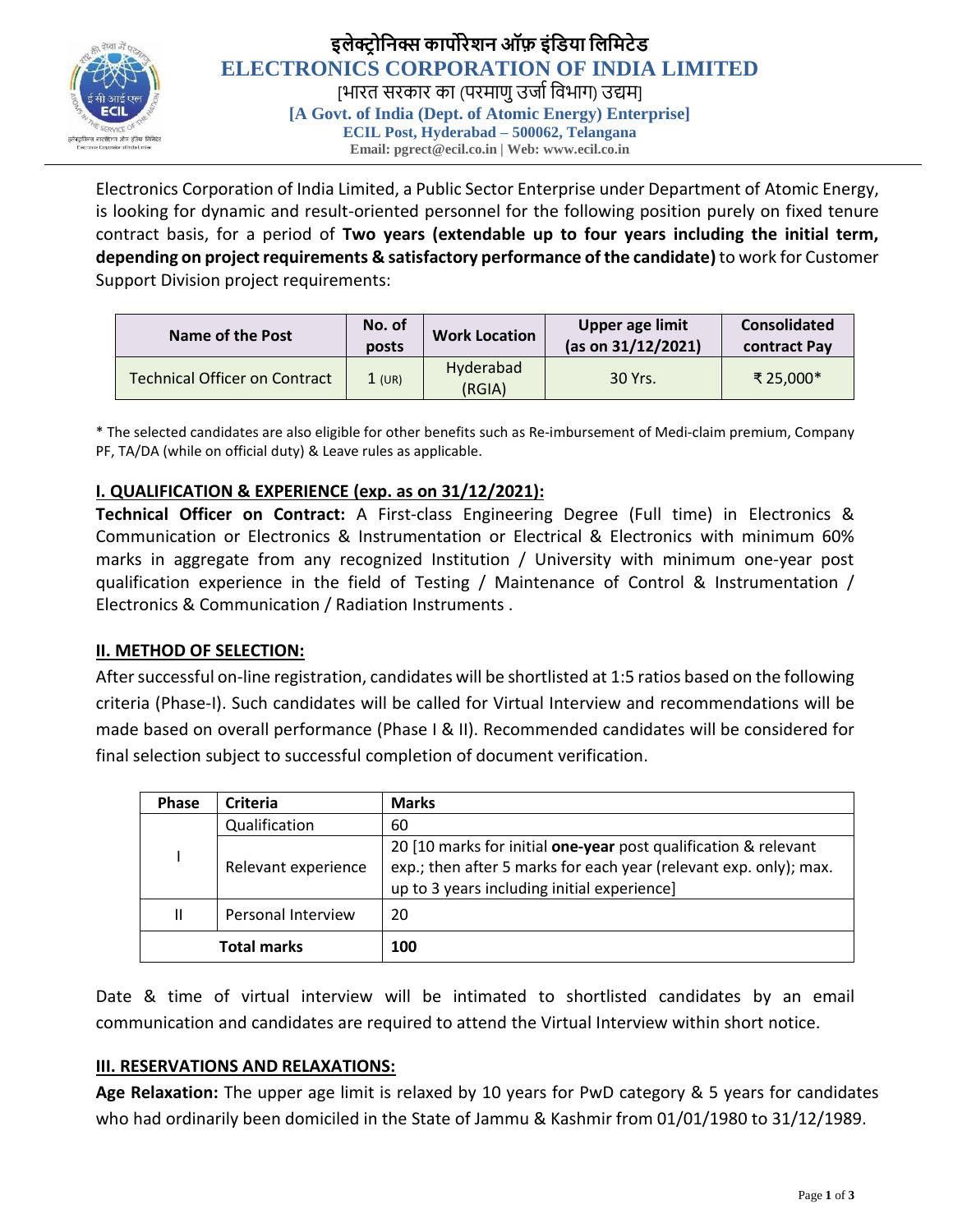# इलेक्ट्रोनिक्स कार्पोरेशन ऑफ़ इंडिया लिमिटेड
# ELECTRONICS CORPORATION OF INDIA LIMITED

[भारत सरकार का (परमाणु उर्जा विभाग) उद्यम]

**[A Govt. of India (Dept. of Atomic Energy) Enterprise]**

**ECIL Post, Hyderabad – 500062, Telangana**

**Email: pgrect@ecil.co.in | Web: www.ecil.co.in**

Electronics Corporation of India Limited, a Public Sector Enterprise under Department of Atomic Energy, is looking for dynamic and result-oriented personnel for the following position purely on fixed tenure contract basis, for a period of **Two years (extendable up to four years including the initial term, depending on project requirements & satisfactory performance of the candidate)** to work for Customer Support Division project requirements:

| Name of the Post | No. of posts | Work Location | Upper age limit (as on 31/12/2021) | Consolidated contract Pay |
|---|---|---|---|---|
| Technical Officer on Contract | 1 (UR) | Hyderabad (RGIA) | 30 Yrs. | ₹ 25,000* |

* The selected candidates are also eligible for other benefits such as Re-imbursement of Medi-claim premium, Company PF, TA/DA (while on official duty) & Leave rules as applicable.

## I. QUALIFICATION & EXPERIENCE (exp. as on 31/12/2021):

**Technical Officer on Contract:** A First-class Engineering Degree (Full time) in Electronics & Communication or Electronics & Instrumentation or Electrical & Electronics with minimum 60% marks in aggregate from any recognized Institution / University with minimum one-year post qualification experience in the field of Testing / Maintenance of Control & Instrumentation / Electronics & Communication / Radiation Instruments .

## II. METHOD OF SELECTION:

After successful on-line registration, candidates will be shortlisted at 1:5 ratios based on the following criteria (Phase-I). Such candidates will be called for Virtual Interview and recommendations will be made based on overall performance (Phase I & II). Recommended candidates will be considered for final selection subject to successful completion of document verification.

| Phase | Criteria | Marks |
|---|---|---|
| I | Qualification | 60 |
| | Relevant experience | 20 [10 marks for initial **one-year** post qualification & relevant exp.; then after 5 marks for each year (relevant exp. only); max. up to 3 years including initial experience] |
| II | Personal Interview | 20 |
| **Total marks** | | **100** |

Date & time of virtual interview will be intimated to shortlisted candidates by an email communication and candidates are required to attend the Virtual Interview within short notice.

## III. RESERVATIONS AND RELAXATIONS:

**Age Relaxation:** The upper age limit is relaxed by 10 years for PwD category & 5 years for candidates who had ordinarily been domiciled in the State of Jammu & Kashmir from 01/01/1980 to 31/12/1989.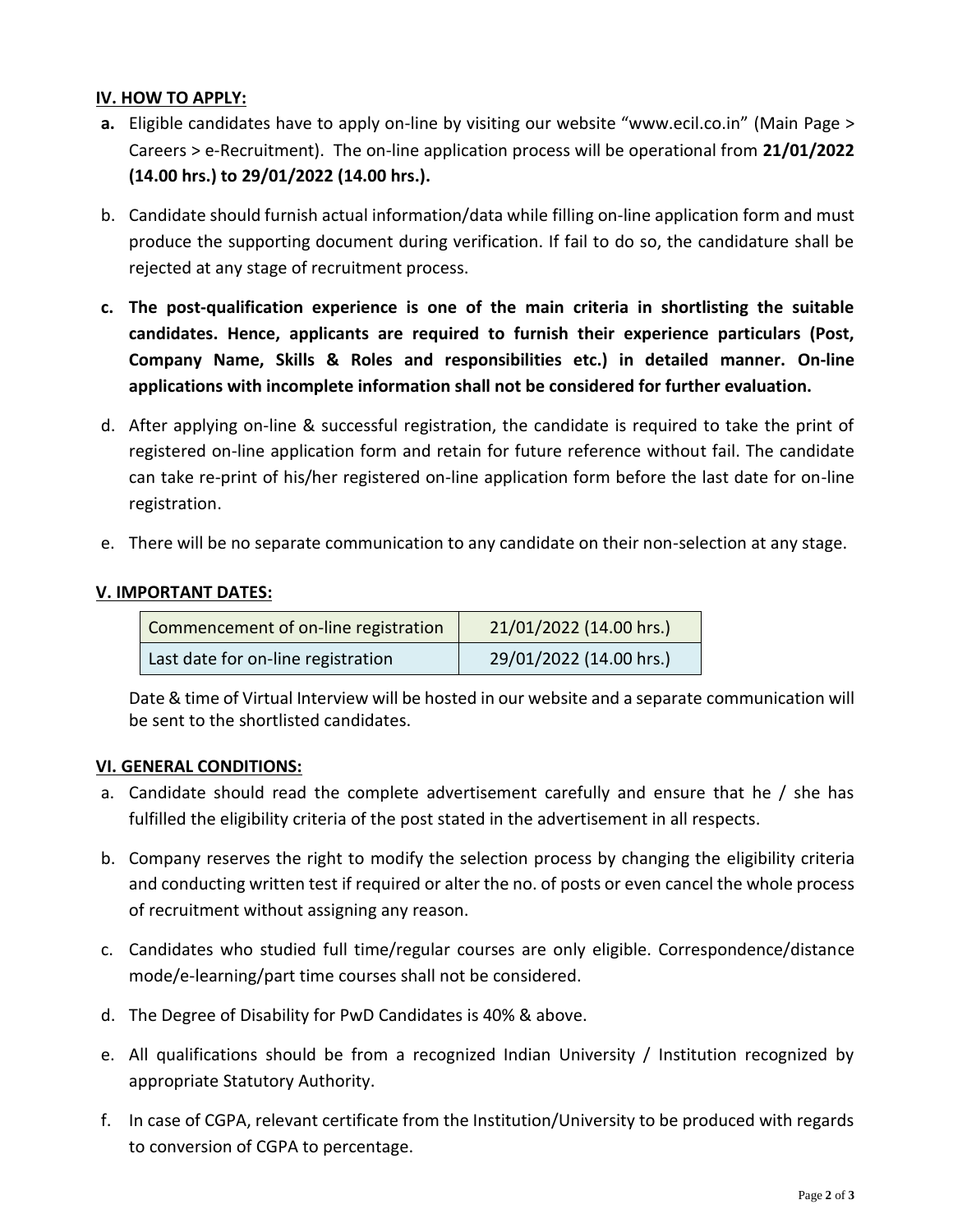### IV. HOW TO APPLY:

**a.** Eligible candidates have to apply on-line by visiting our website "www.ecil.co.in" (Main Page > Careers > e-Recruitment). The on-line application process will be operational from **21/01/2022 (14.00 hrs.) to 29/01/2022 (14.00 hrs.).**

b. Candidate should furnish actual information/data while filling on-line application form and must produce the supporting document during verification. If fail to do so, the candidature shall be rejected at any stage of recruitment process.

**c. The post-qualification experience is one of the main criteria in shortlisting the suitable candidates. Hence, applicants are required to furnish their experience particulars (Post, Company Name, Skills & Roles and responsibilities etc.) in detailed manner. On-line applications with incomplete information shall not be considered for further evaluation.**

d. After applying on-line & successful registration, the candidate is required to take the print of registered on-line application form and retain for future reference without fail. The candidate can take re-print of his/her registered on-line application form before the last date for on-line registration.

e. There will be no separate communication to any candidate on their non-selection at any stage.

### V. IMPORTANT DATES:

| Commencement of on-line registration | 21/01/2022 (14.00 hrs.) |
|---|---|
| Last date for on-line registration | 29/01/2022 (14.00 hrs.) |

Date & time of Virtual Interview will be hosted in our website and a separate communication will be sent to the shortlisted candidates.

### VI. GENERAL CONDITIONS:

a. Candidate should read the complete advertisement carefully and ensure that he / she has fulfilled the eligibility criteria of the post stated in the advertisement in all respects.

b. Company reserves the right to modify the selection process by changing the eligibility criteria and conducting written test if required or alter the no. of posts or even cancel the whole process of recruitment without assigning any reason.

c. Candidates who studied full time/regular courses are only eligible. Correspondence/distance mode/e-learning/part time courses shall not be considered.

d. The Degree of Disability for PwD Candidates is 40% & above.

e. All qualifications should be from a recognized Indian University / Institution recognized by appropriate Statutory Authority.

f. In case of CGPA, relevant certificate from the Institution/University to be produced with regards to conversion of CGPA to percentage.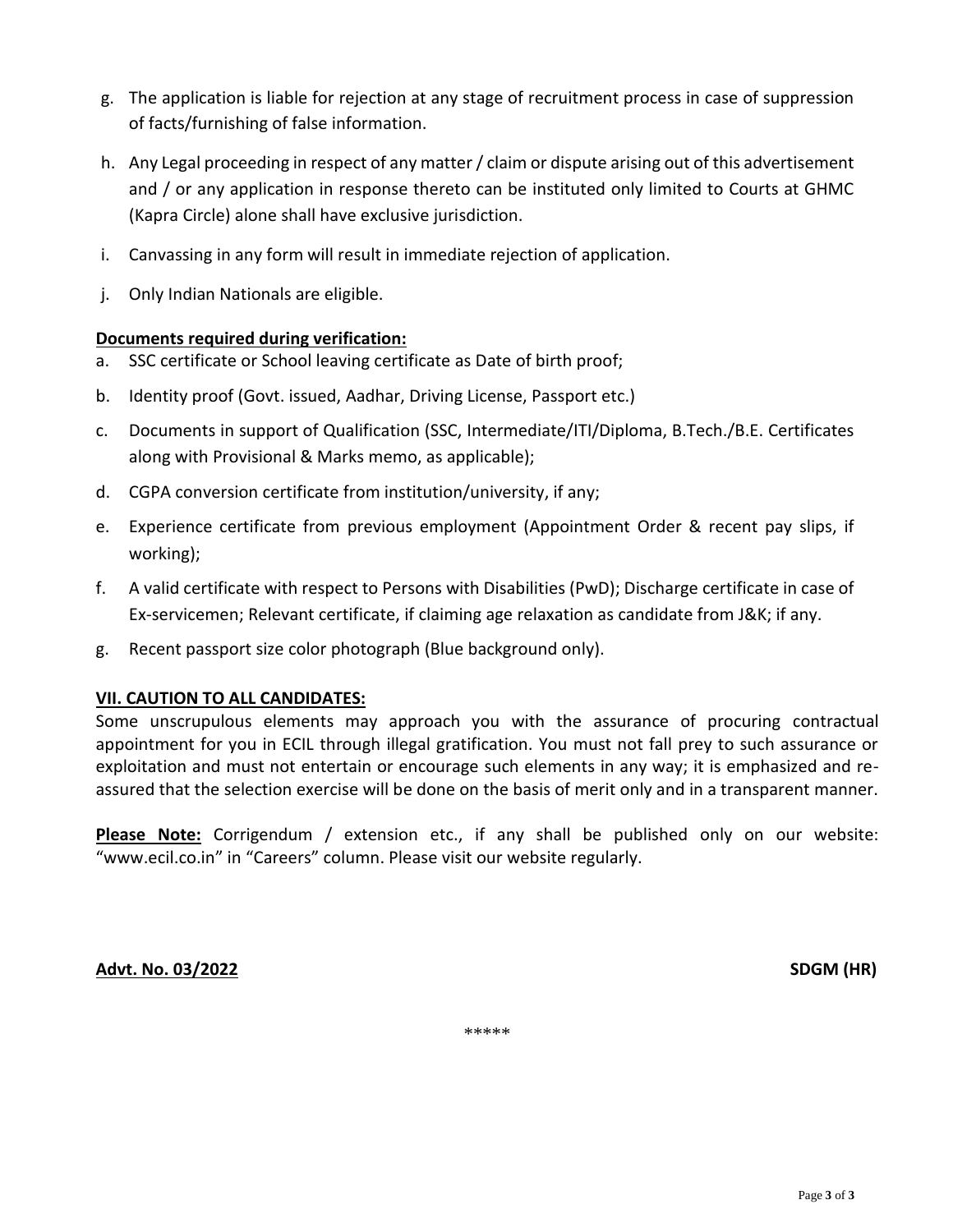g. The application is liable for rejection at any stage of recruitment process in case of suppression of facts/furnishing of false information.

h. Any Legal proceeding in respect of any matter / claim or dispute arising out of this advertisement and / or any application in response thereto can be instituted only limited to Courts at GHMC (Kapra Circle) alone shall have exclusive jurisdiction.

i. Canvassing in any form will result in immediate rejection of application.

j. Only Indian Nationals are eligible.

**Documents required during verification:**

a. SSC certificate or School leaving certificate as Date of birth proof;

b. Identity proof (Govt. issued, Aadhar, Driving License, Passport etc.)

c. Documents in support of Qualification (SSC, Intermediate/ITI/Diploma, B.Tech./B.E. Certificates along with Provisional & Marks memo, as applicable);

d. CGPA conversion certificate from institution/university, if any;

e. Experience certificate from previous employment (Appointment Order & recent pay slips, if working);

f. A valid certificate with respect to Persons with Disabilities (PwD); Discharge certificate in case of Ex-servicemen; Relevant certificate, if claiming age relaxation as candidate from J&K; if any.

g. Recent passport size color photograph (Blue background only).

**VII. CAUTION TO ALL CANDIDATES:**

Some unscrupulous elements may approach you with the assurance of procuring contractual appointment for you in ECIL through illegal gratification. You must not fall prey to such assurance or exploitation and must not entertain or encourage such elements in any way; it is emphasized and re-assured that the selection exercise will be done on the basis of merit only and in a transparent manner.

**Please Note:** Corrigendum / extension etc., if any shall be published only on our website: "www.ecil.co.in" in "Careers" column. Please visit our website regularly.

**Advt. No. 03/2022** **SDGM (HR)**

*****